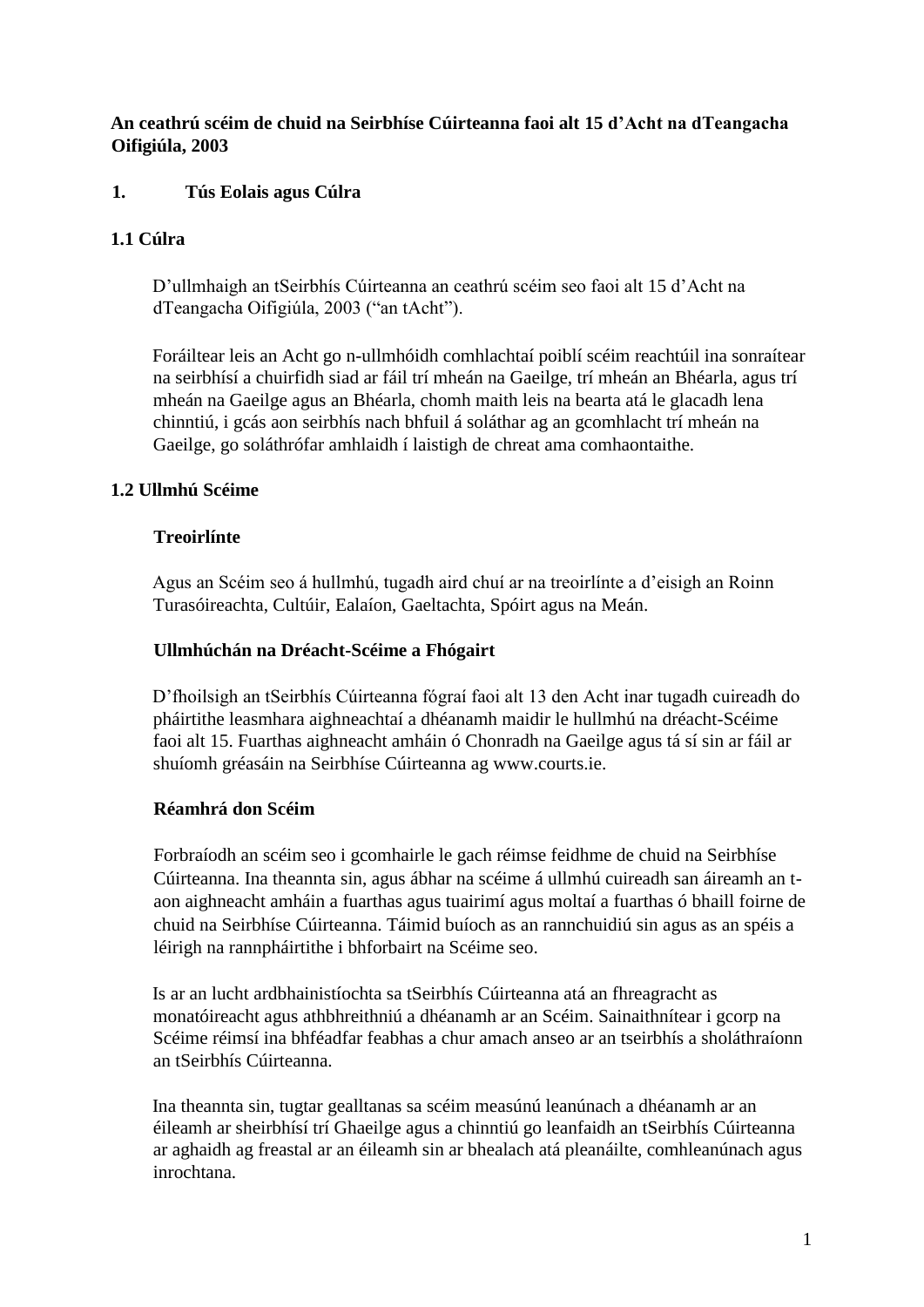**An ceathrú scéim de chuid na Seirbhíse Cúirteanna faoi alt 15 d'Acht na dTeangacha Oifigiúla, 2003**

## 1. Tús Eolais agus Cúlra

### 1.1 Cúlra

D'ullmhaigh an tSeirbhís Cúirteanna an ceathrú scéim seo faoi alt 15 d'Acht na dTeangacha Oifigiúla, 2003 ("an tAcht").

Foráiltear leis an Acht go n-ullmhóidh comhlachtaí poiblí scéim reachtúil ina sonraítear na seirbhísí a chuirfidh siad ar fáil trí mheán na Gaeilge, trí mheán an Bhéarla, agus trí mheán na Gaeilge agus an Bhéarla, chomh maith leis na bearta atá le glacadh lena chinntiú, i gcás aon seirbhís nach bhfuil á soláthar ag an gcomhlacht trí mheán na Gaeilge, go soláthrófar amhlaidh í laistigh de chreat ama comhaontaithe.

### 1.2 Ullmhú Scéime

**Treoirlínte**

Agus an Scéim seo á hullmhú, tugadh aird chuí ar na treoirlínte a d'eisigh an Roinn Turasóireachta, Cultúir, Ealaíon, Gaeltachta, Spóirt agus na Meán.

**Ullmhúchán na Dréacht-Scéime a Fhógairt**

D'fhoilsigh an tSeirbhís Cúirteanna fógraí faoi alt 13 den Acht inar tugadh cuireadh do pháirtithe leasmhara aighneachtaí a dhéanamh maidir le hullmhú na dréacht-Scéime faoi alt 15. Fuarthas aighneacht amháin ó Chonradh na Gaeilge agus tá sí sin ar fáil ar shuíomh gréasáin na Seirbhíse Cúirteanna ag www.courts.ie.

**Réamhrá don Scéim**

Forbraíodh an scéim seo i gcomhairle le gach réimse feidhme de chuid na Seirbhíse Cúirteanna. Ina theannta sin, agus ábhar na scéime á ullmhú cuireadh san áireamh an t-aon aighneacht amháin a fuarthas agus tuairimí agus moltaí a fuarthas ó bhaill foirne de chuid na Seirbhíse Cúirteanna. Táimid buíoch as an rannchuidiú sin agus as an spéis a léirigh na rannpháirtithe i bhforbairt na Scéime seo.

Is ar an lucht ardbhainistíochta sa tSeirbhís Cúirteanna atá an fhreagracht as monatóireacht agus athbhreithniú a dhéanamh ar an Scéim. Sainaithnítear i gcorp na Scéime réimsí ina bhféadfar feabhas a chur amach anseo ar an tseirbhís a sholáthraíonn an tSeirbhís Cúirteanna.

Ina theannta sin, tugtar gealltanas sa scéim measúnú leanúnach a dhéanamh ar an éileamh ar sheirbhísí trí Ghaeilge agus a chinntiú go leanfaidh an tSeirbhís Cúirteanna ar aghaidh ag freastal ar an éileamh sin ar bhealach atá pleanáilte, comhleanúnach agus inrochtana.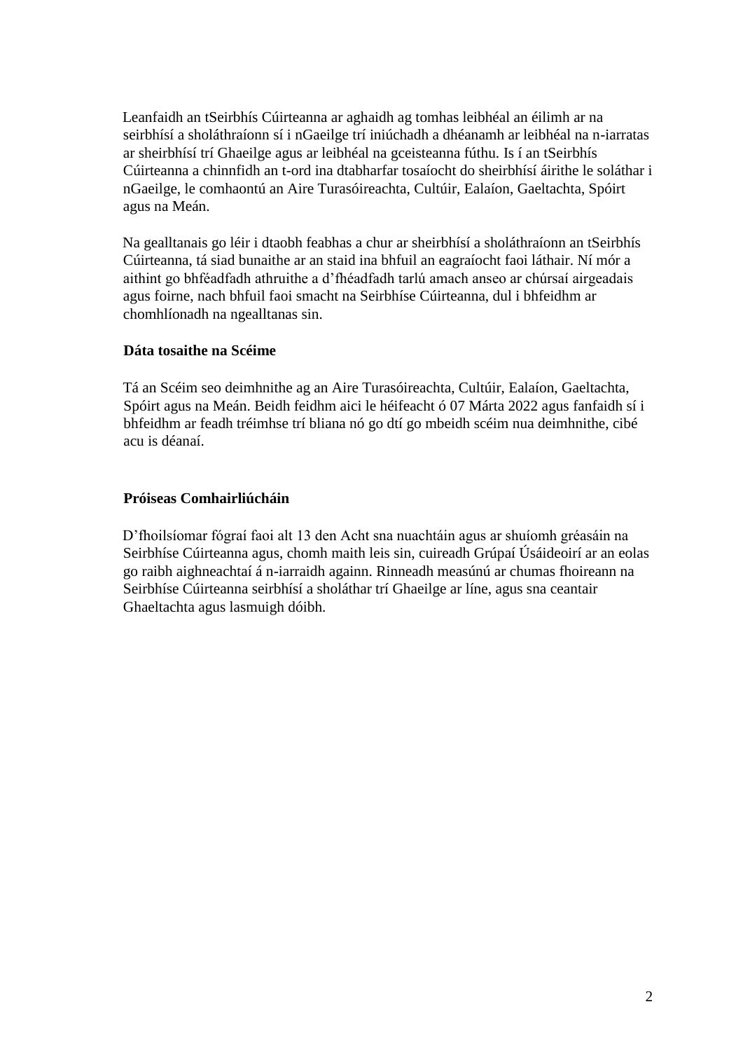Leanfaidh an tSeirbhís Cúirteanna ar aghaidh ag tomhas leibhéal an éilimh ar na seirbhísí a sholáthraíonn sí i nGaeilge trí iniúchadh a dhéanamh ar leibhéal na n-iarratas ar sheirbhísí trí Ghaeilge agus ar leibhéal na gceisteanna fúthu. Is í an tSeirbhís Cúirteanna a chinnfidh an t-ord ina dtabharfar tosaíocht do sheirbhísí áirithe le soláthar i nGaeilge, le comhaontú an Aire Turasóireachta, Cultúir, Ealaíon, Gaeltachta, Spóirt agus na Meán.

Na gealltanais go léir i dtaobh feabhas a chur ar sheirbhísí a sholáthraíonn an tSeirbhís Cúirteanna, tá siad bunaithe ar an staid ina bhfuil an eagraíocht faoi láthair. Ní mór a aithint go bhféadfadh athruithe a d'fhéadfadh tarlú amach anseo ar chúrsaí airgeadais agus foirne, nach bhfuil faoi smacht na Seirbhíse Cúirteanna, dul i bhfeidhm ar chomhlíonadh na ngealltanas sin.

**Dáta tosaithe na Scéime**

Tá an Scéim seo deimhnithe ag an Aire Turasóireachta, Cultúir, Ealaíon, Gaeltachta, Spóirt agus na Meán. Beidh feidhm aici le héifeacht ó 07 Márta 2022 agus fanfaidh sí i bhfeidhm ar feadh tréimhse trí bliana nó go dtí go mbeidh scéim nua deimhnithe, cibé acu is déanaí.

**Próiseas Comhairliúcháin**

D'fhoilsíomar fógraí faoi alt 13 den Acht sna nuachtáin agus ar shuíomh gréasáin na Seirbhíse Cúirteanna agus, chomh maith leis sin, cuireadh Grúpaí Úsáideoirí ar an eolas go raibh aighneachtaí á n-iarraidh againn. Rinneadh measúnú ar chumas fhoireann na Seirbhíse Cúirteanna seirbhísí a sholáthar trí Ghaeilge ar líne, agus sna ceantair Ghaeltachta agus lasmuigh dóibh.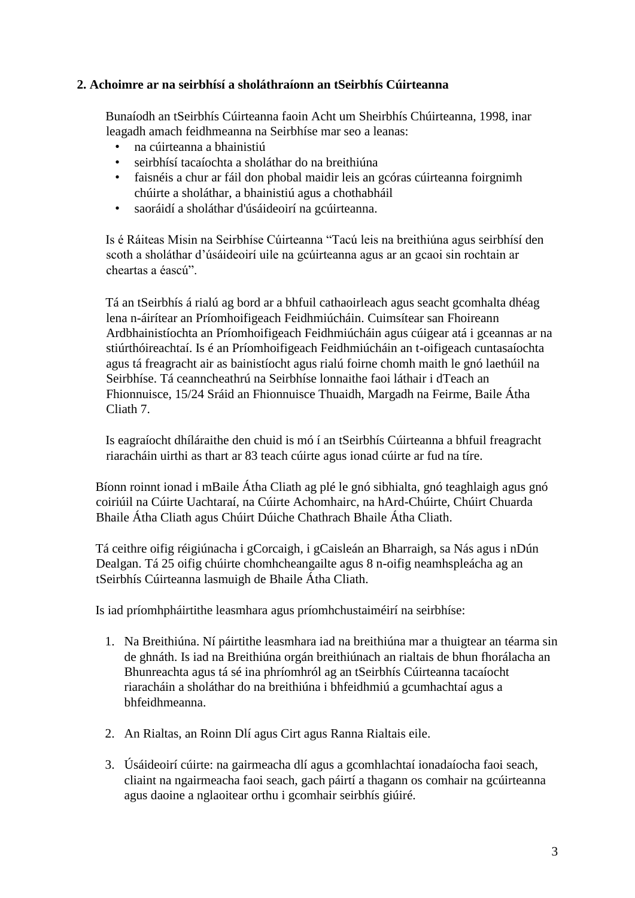## 2. Achoimre ar na seirbhísí a sholáthraíonn an tSeirbhís Cúirteanna

Bunaíodh an tSeirbhís Cúirteanna faoin Acht um Sheirbhís Chúirteanna, 1998, inar leagadh amach feidhmeanna na Seirbhíse mar seo a leanas:

- na cúirteanna a bhainistiú
- seirbhísí tacaíochta a sholáthar do na breithiúna
- faisnéis a chur ar fáil don phobal maidir leis an gcóras cúirteanna foirgnimh chúirte a sholáthar, a bhainistiú agus a chothabháil
- saoráidí a sholáthar d'úsáideoirí na gcúirteanna.

Is é Ráiteas Misin na Seirbhíse Cúirteanna “Tacú leis na breithiúna agus seirbhísí den scoth a sholáthar d’úsáideoirí uile na gcúirteanna agus ar an gcaoi sin rochtain ar cheartas a éascú”.

Tá an tSeirbhís á rialú ag bord ar a bhfuil cathaoirleach agus seacht gcomhalta dhéag lena n-áirítear an Príomhoifigeach Feidhmiúcháin. Cuimsítear san Fhoireann Ardbhainistíochta an Príomhoifigeach Feidhmiúcháin agus cúigear atá i gceannas ar na stiúrthóireachtaí. Is é an Príomhoifigeach Feidhmiúcháin an t-oifigeach cuntasaíochta agus tá freagracht air as bainistíocht agus rialú foirne chomh maith le gnó laethúil na Seirbhíse. Tá ceanncheathrú na Seirbhíse lonnaithe faoi láthair i dTeach an Fhionnuisce, 15/24 Sráid an Fhionnuisce Thuaidh, Margadh na Feirme, Baile Átha Cliath 7.

Is eagraíocht dhíláraithe den chuid is mó í an tSeirbhís Cúirteanna a bhfuil freagracht riaracháin uirthi as thart ar 83 teach cúirte agus ionad cúirte ar fud na tíre.

Bíonn roinnt ionad i mBaile Átha Cliath ag plé le gnó sibhialta, gnó teaghlaigh agus gnó coiriúil na Cúirte Uachtaraí, na Cúirte Achomhairc, na hArd-Chúirte, Chúirt Chuarda Bhaile Átha Cliath agus Chúirt Dúiche Chathrach Bhaile Átha Cliath.

Tá ceithre oifig réigiúnacha i gCorcaigh, i gCaisleán an Bharraigh, sa Nás agus i nDún Dealgan. Tá 25 oifig chúirte chomhcheangailte agus 8 n-oifig neamhspleácha ag an tSeirbhís Cúirteanna lasmuigh de Bhaile Átha Cliath.

Is iad príomhpháirtithe leasmhara agus príomhchustaiméirí na seirbhíse:

1. Na Breithiúna. Ní páirtithe leasmhara iad na breithiúna mar a thuigtear an téarma sin de ghnáth. Is iad na Breithiúna orgán breithiúnach an rialtais de bhun fhorálacha an Bhunreachta agus tá sé ina phríomhról ag an tSeirbhís Cúirteanna tacaíocht riaracháin a sholáthar do na breithiúna i bhfeidhmiú a gcumhachtaí agus a bhfeidhmeanna.

2. An Rialtas, an Roinn Dlí agus Cirt agus Ranna Rialtais eile.

3. Úsáideoirí cúirte: na gairmeacha dlí agus a gcomhlachtaí ionadaíocha faoi seach, cliaint na ngairmeacha faoi seach, gach páirtí a thagann os comhair na gcúirteanna agus daoine a nglaoitear orthu i gcomhair seirbhís giúiré.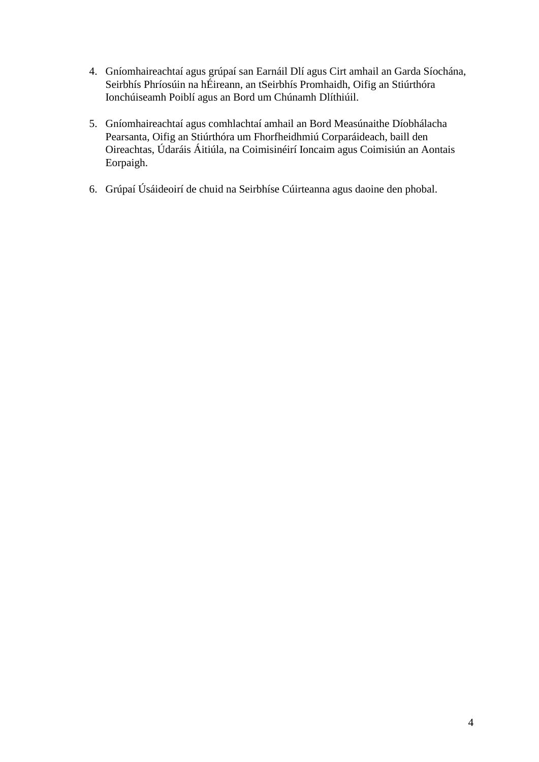4. Gníomhaireachtaí agus grúpaí san Earnáil Dlí agus Cirt amhail an Garda Síochána, Seirbhís Phríosúin na hÉireann, an tSeirbhís Promhaidh, Oifig an Stiúrthóra Ionchúiseamh Poiblí agus an Bord um Chúnamh Dlíthiúil.

5. Gníomhaireachtaí agus comhlachtaí amhail an Bord Measúnaithe Díobhálacha Pearsanta, Oifig an Stiúrthóra um Fhorfheidhmiú Corparáideach, baill den Oireachtas, Údaráis Áitiúla, na Coimisinéirí Ioncaim agus Coimisiún an Aontais Eorpaigh.

6. Grúpaí Úsáideoirí de chuid na Seirbhíse Cúirteanna agus daoine den phobal.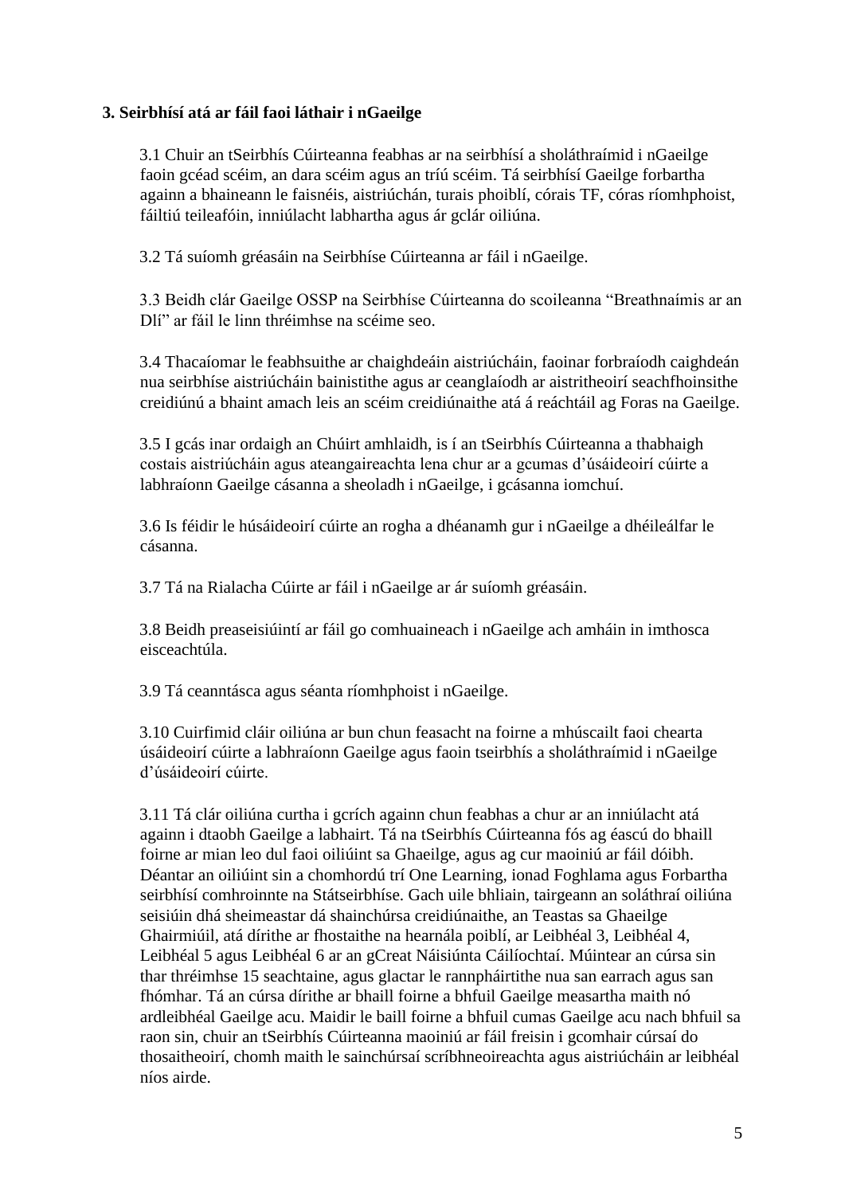**3. Seirbhísí atá ar fáil faoi láthair i nGaeilge**

3.1 Chuir an tSeirbhís Cúirteanna feabhas ar na seirbhísí a sholáthraímid i nGaeilge faoin gcéad scéim, an dara scéim agus an tríú scéim. Tá seirbhísí Gaeilge forbartha againn a bhaineann le faisnéis, aistriúchán, turais phoiblí, córais TF, córas ríomhphoist, fáiltiú teileafóin, inniúlacht labhartha agus ár gclár oiliúna.

3.2 Tá suíomh gréasáin na Seirbhíse Cúirteanna ar fáil i nGaeilge.

3.3 Beidh clár Gaeilge OSSP na Seirbhíse Cúirteanna do scoileanna “Breathnaímis ar an Dlí” ar fáil le linn thréimhse na scéime seo.

3.4 Thacaíomar le feabhsuithe ar chaighdeáin aistriúcháin, faoinar forbraíodh caighdeán nua seirbhíse aistriúcháin bainistithe agus ar ceanglaíodh ar aistritheoirí seachfhoinsithe creidiúnú a bhaint amach leis an scéim creidiúnaithe atá á reáchtáil ag Foras na Gaeilge.

3.5 I gcás inar ordaigh an Chúirt amhlaidh, is í an tSeirbhís Cúirteanna a thabhaigh costais aistriúcháin agus ateangaireachta lena chur ar a gcumas d’úsáideoirí cúirte a labhraíonn Gaeilge cásanna a sheoladh i nGaeilge, i gcásanna iomchuí.

3.6 Is féidir le húsáideoirí cúirte an rogha a dhéanamh gur i nGaeilge a dhéileálfar le cásanna.

3.7 Tá na Rialacha Cúirte ar fáil i nGaeilge ar ár suíomh gréasáin.

3.8 Beidh preaseisiúintí ar fáil go comhuaineach i nGaeilge ach amháin in imthosca eisceachtúla.

3.9 Tá ceanntásca agus séanta ríomhphoist i nGaeilge.

3.10 Cuirfimid cláir oiliúna ar bun chun feasacht na foirne a mhúscailt faoi chearta úsáideoirí cúirte a labhraíonn Gaeilge agus faoin tseirbhís a sholáthraímid i nGaeilge d’úsáideoirí cúirte.

3.11 Tá clár oiliúna curtha i gcrích againn chun feabhas a chur ar an inniúlacht atá againn i dtaobh Gaeilge a labhairt. Tá na tSeirbhís Cúirteanna fós ag éascú do bhaill foirne ar mian leo dul faoi oiliúint sa Ghaeilge, agus ag cur maoiniú ar fáil dóibh. Déantar an oiliúint sin a chomhordú trí One Learning, ionad Foghlama agus Forbartha seirbhísí comhroinnte na Státseirbhíse. Gach uile bhliain, tairgeann an soláthraí oiliúna seisiúin dhá sheimeastar dá shainchúrsa creidiúnaithe, an Teastas sa Ghaeilge Ghairmiúil, atá dírithe ar fhostaithe na hearnála poiblí, ar Leibhéal 3, Leibhéal 4, Leibhéal 5 agus Leibhéal 6 ar an gCreat Náisiúnta Cáilíochtaí. Múintear an cúrsa sin thar thréimhse 15 seachtaine, agus glactar le rannpháirtithe nua san earrach agus san fhómhar. Tá an cúrsa dírithe ar bhaill foirne a bhfuil Gaeilge measartha maith nó ardleibhéal Gaeilge acu. Maidir le baill foirne a bhfuil cumas Gaeilge acu nach bhfuil sa raon sin, chuir an tSeirbhís Cúirteanna maoiniú ar fáil freisin i gcomhair cúrsaí do thosaitheoirí, chomh maith le sainchúrsaí scríbhneoireachta agus aistriúcháin ar leibhéal níos airde.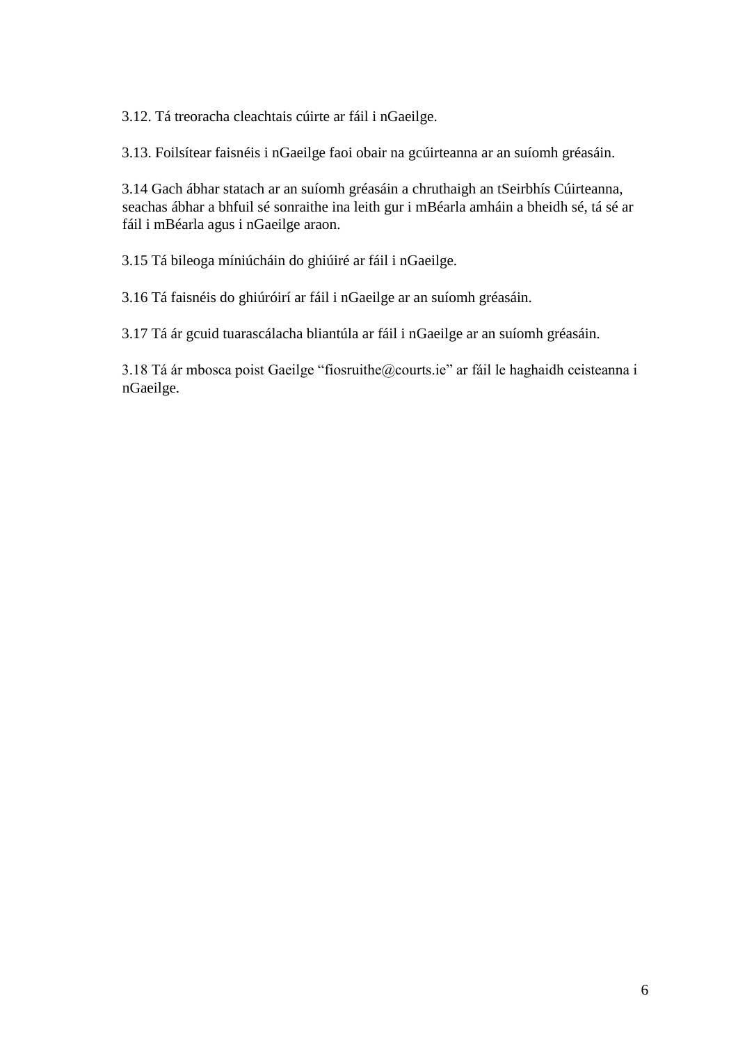3.12. Tá treoracha cleachtais cúirte ar fáil i nGaeilge.

3.13. Foilsítear faisnéis i nGaeilge faoi obair na gcúirteanna ar an suíomh gréasáin.

3.14 Gach ábhar statach ar an suíomh gréasáin a chruthaigh an tSeirbhís Cúirteanna, seachas ábhar a bhfuil sé sonraithe ina leith gur i mBéarla amháin a bheidh sé, tá sé ar fáil i mBéarla agus i nGaeilge araon.

3.15 Tá bileoga míniúcháin do ghiúiré ar fáil i nGaeilge.

3.16 Tá faisnéis do ghiúróirí ar fáil i nGaeilge ar an suíomh gréasáin.

3.17 Tá ár gcuid tuarascálacha bliantúla ar fáil i nGaeilge ar an suíomh gréasáin.

3.18 Tá ár mbosca poist Gaeilge "fiosruithe@courts.ie" ar fáil le haghaidh ceisteanna i nGaeilge.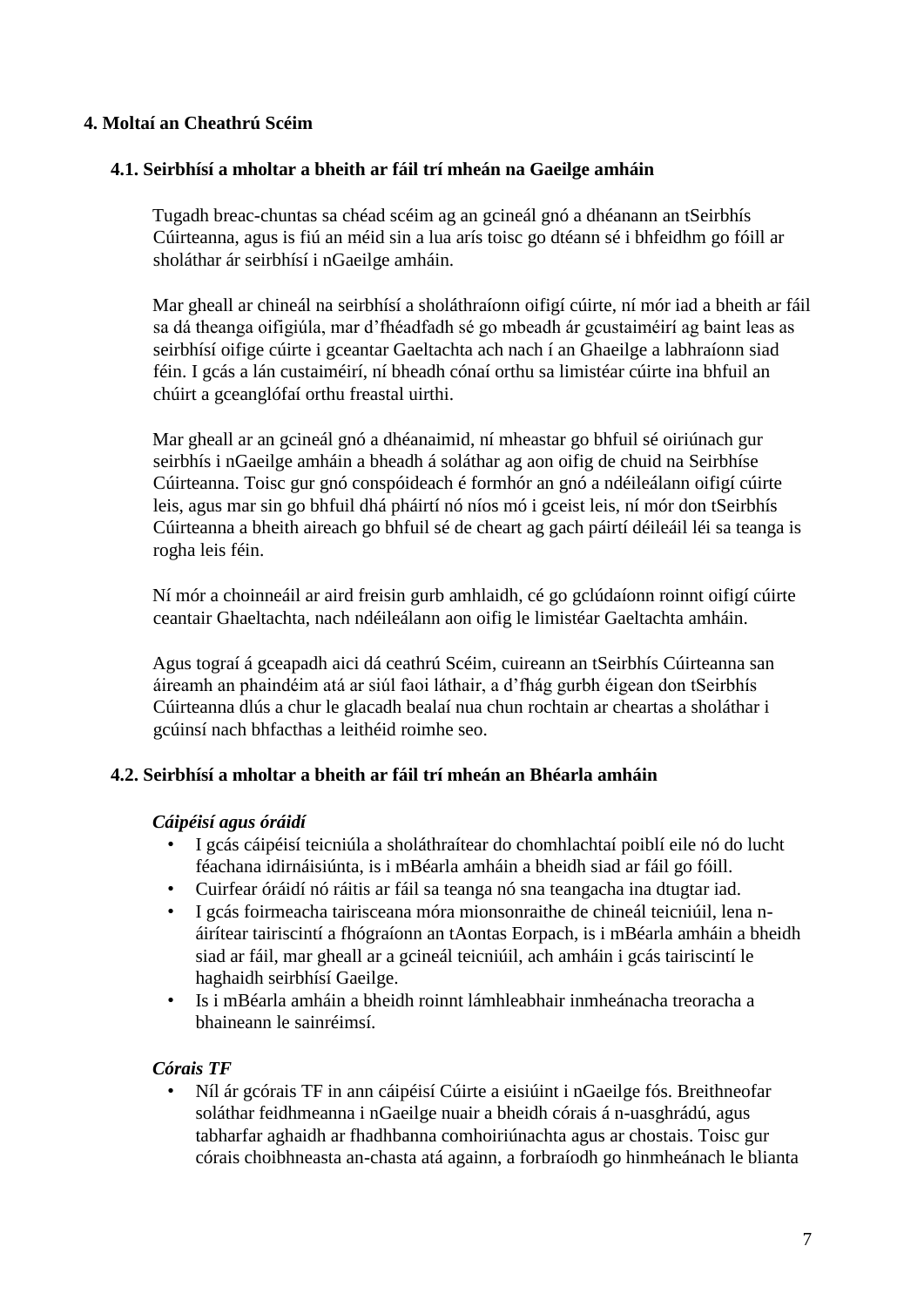## 4. Moltaí an Cheathrú Scéim

### 4.1. Seirbhísí a mholtar a bheith ar fáil trí mheán na Gaeilge amháin

Tugadh breac-chuntas sa chéad scéim ag an gcineál gnó a dhéanann an tSeirbhís Cúirteanna, agus is fiú an méid sin a lua arís toisc go dtéann sé i bhfeidhm go fóill ar sholáthar ár seirbhísí i nGaeilge amháin.

Mar gheall ar chineál na seirbhísí a sholáthraíonn oifigí cúirte, ní mór iad a bheith ar fáil sa dá theanga oifigiúla, mar d'fhéadfadh sé go mbeadh ár gcustaiméirí ag baint leas as seirbhísí oifige cúirte i gceantar Gaeltachta ach nach í an Ghaeilge a labhraíonn siad féin. I gcás a lán custaiméirí, ní bheadh cónaí orthu sa limistéar cúirte ina bhfuil an chúirt a gceanglófaí orthu freastal uirthi.

Mar gheall ar an gcineál gnó a dhéanaimid, ní mheastar go bhfuil sé oiriúnach gur seirbhís i nGaeilge amháin a bheadh á soláthar ag aon oifig de chuid na Seirbhíse Cúirteanna. Toisc gur gnó conspóideach é formhór an gnó a ndéileálann oifigí cúirte leis, agus mar sin go bhfuil dhá pháirtí nó níos mó i gceist leis, ní mór don tSeirbhís Cúirteanna a bheith aireach go bhfuil sé de cheart ag gach páirtí déileáil léi sa teanga is rogha leis féin.

Ní mór a choinneáil ar aird freisin gurb amhlaidh, cé go gclúdaíonn roinnt oifigí cúirte ceantair Ghaeltachta, nach ndéileálann aon oifig le limistéar Gaeltachta amháin.

Agus tograí á gceapadh aici dá ceathrú Scéim, cuireann an tSeirbhís Cúirteanna san áireamh an phaindéim atá ar siúl faoi láthair, a d'fhág gurbh éigean don tSeirbhís Cúirteanna dlús a chur le glacadh bealaí nua chun rochtain ar cheartas a sholáthar i gcúinsí nach bhfacthas a leithéid roimhe seo.

### 4.2. Seirbhísí a mholtar a bheith ar fáil trí mheán an Bhéarla amháin

***Cáipéisí agus óráidí***

- I gcás cáipéisí teicniúla a sholáthraítear do chomhlachtaí poiblí eile nó do lucht féachana idirnáisiúnta, is i mBéarla amháin a bheidh siad ar fáil go fóill.
- Cuirfear óráidí nó ráitis ar fáil sa teanga nó sna teangacha ina dtugtar iad.
- I gcás foirmeacha tairisceana móra mionsonraithe de chineál teicniúil, lena n-áirítear tairiscintí a fhógraíonn an tAontas Eorpach, is i mBéarla amháin a bheidh siad ar fáil, mar gheall ar a gcineál teicniúil, ach amháin i gcás tairiscintí le haghaidh seirbhísí Gaeilge.
- Is i mBéarla amháin a bheidh roinnt lámhleabhair inmheánacha treoracha a bhaineann le sainréimsí.

***Córais TF***

- Níl ár gcórais TF in ann cáipéisí Cúirte a eisiúint i nGaeilge fós. Breithneofar soláthar feidhmeanna i nGaeilge nuair a bheidh córais á n-uasghrádú, agus tabharfar aghaidh ar fhadhbanna comhoiriúnachta agus ar chostais. Toisc gur córais choibhneasta an-chasta atá againn, a forbraíodh go hinmheánach le blianta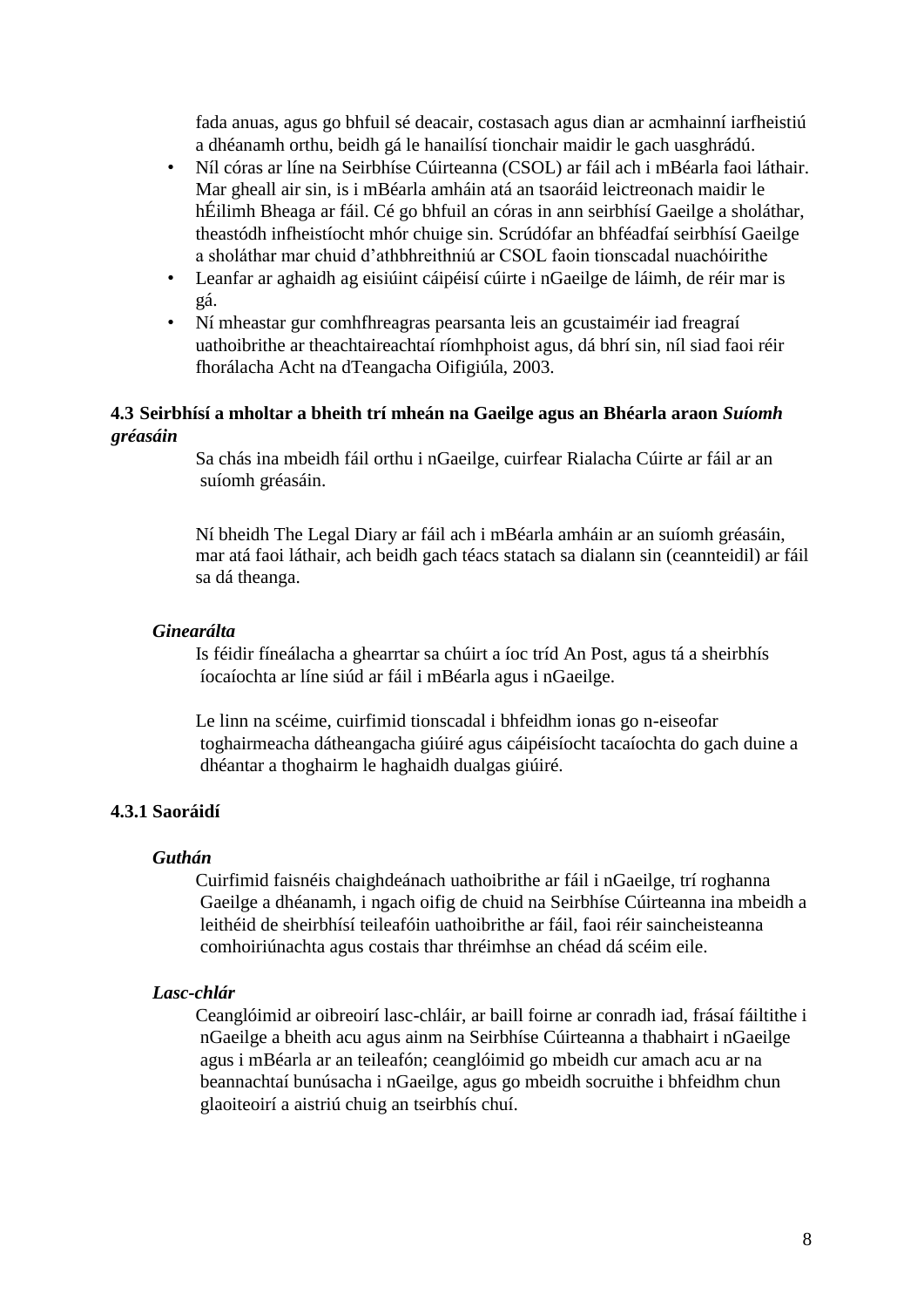fada anuas, agus go bhfuil sé deacair, costasach agus dian ar acmhainní iarfheistiú a dhéanamh orthu, beidh gá le hanailísí tionchair maidir le gach uasghrádú.

- Níl córas ar líne na Seirbhíse Cúirteanna (CSOL) ar fáil ach i mBéarla faoi láthair. Mar gheall air sin, is i mBéarla amháin atá an tsaoráid leictreonach maidir le hÉilimh Bheaga ar fáil. Cé go bhfuil an córas in ann seirbhísí Gaeilge a sholáthar, theastódh infheistíocht mhór chuige sin. Scrúdófar an bhféadfaí seirbhísí Gaeilge a sholáthar mar chuid d'athbhreithniú ar CSOL faoin tionscadal nuachóirithe
- Leanfar ar aghaidh ag eisiúint cáipéisí cúirte i nGaeilge de láimh, de réir mar is gá.
- Ní mheastar gur comhfhreagras pearsanta leis an gcustaiméir iad freagraí uathoibrithe ar theachtaireachtaí ríomhphoist agus, dá bhrí sin, níl siad faoi réir fhorálacha Acht na dTeangacha Oifigiúla, 2003.

### 4.3 Seirbhísí a mholtar a bheith trí mheán na Gaeilge agus an Bhéarla araon *Suíomh gréasáin*

Sa chás ina mbeidh fáil orthu i nGaeilge, cuirfear Rialacha Cúirte ar fáil ar an suíomh gréasáin.

Ní bheidh The Legal Diary ar fáil ach i mBéarla amháin ar an suíomh gréasáin, mar atá faoi láthair, ach beidh gach téacs statach sa dialann sin (ceannteidil) ar fáil sa dá theanga.

***Ginearálta***

Is féidir fíneálacha a ghearrtar sa chúirt a íoc tríd An Post, agus tá a sheirbhís íocaíochta ar líne siúd ar fáil i mBéarla agus i nGaeilge.

Le linn na scéime, cuirfimid tionscadal i bhfeidhm ionas go n-eiseofar toghairmeacha dátheangacha giúiré agus cáipéisíocht tacaíochta do gach duine a dhéantar a thoghairm le haghaidh dualgas giúiré.

### 4.3.1 Saoráidí

***Guthán***

Cuirfimid faisnéis chaighdeánach uathoibrithe ar fáil i nGaeilge, trí roghanna Gaeilge a dhéanamh, i ngach oifig de chuid na Seirbhíse Cúirteanna ina mbeidh a leithéid de sheirbhísí teileafóin uathoibrithe ar fáil, faoi réir saincheisteanna comhoiriúnachta agus costais thar thréimhse an chéad dá scéim eile.

***Lasc-chlár***

Ceanglóimid ar oibreoirí lasc-chláir, ar baill foirne ar conradh iad, frásaí fáiltithe i nGaeilge a bheith acu agus ainm na Seirbhíse Cúirteanna a thabhairt i nGaeilge agus i mBéarla ar an teileafón; ceanglóimid go mbeidh cur amach acu ar na beannachtaí bunúsacha i nGaeilge, agus go mbeidh socruithe i bhfeidhm chun glaoiteoirí a aistriú chuig an tseirbhís chuí.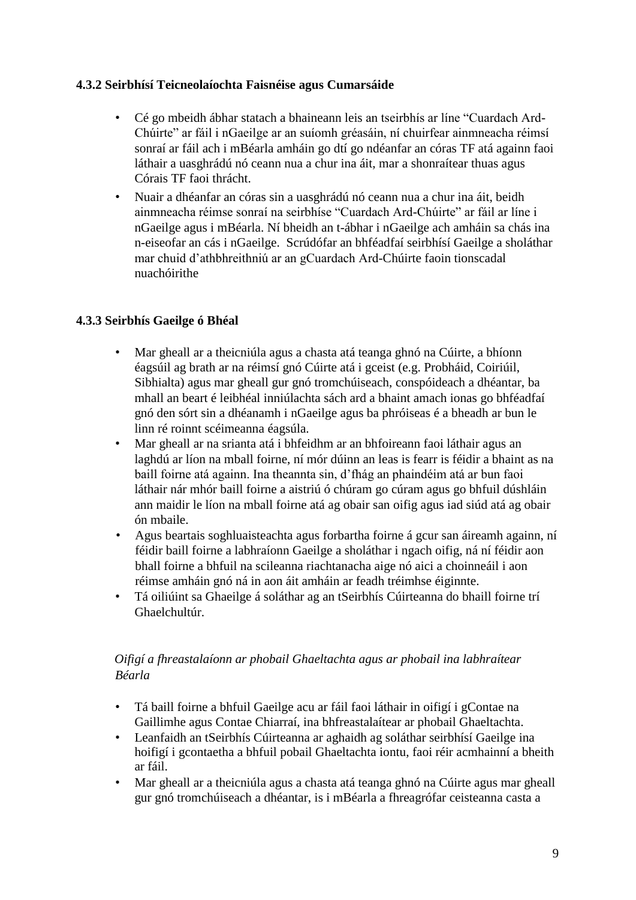#### 4.3.2 Seirbhísí Teicneolaíochta Faisnéise agus Cumarsáide

- Cé go mbeidh ábhar statach a bhaineann leis an tseirbhís ar líne "Cuardach Ard-Chúirte" ar fáil i nGaeilge ar an suíomh gréasáin, ní chuirfear ainmneacha réimsí sonraí ar fáil ach i mBéarla amháin go dtí go ndéanfar an córas TF atá againn faoi láthair a uasghrádú nó ceann nua a chur ina áit, mar a shonraítear thuas agus Córais TF faoi thrácht.
- Nuair a dhéanfar an córas sin a uasghrádú nó ceann nua a chur ina áit, beidh ainmneacha réimse sonraí na seirbhíse "Cuardach Ard-Chúirte" ar fáil ar líne i nGaeilge agus i mBéarla. Ní bheidh an t-ábhar i nGaeilge ach amháin sa chás ina n-eiseofar an cás i nGaeilge. Scrúdófar an bhféadfaí seirbhísí Gaeilge a sholáthar mar chuid d'athbhreithniú ar an gCuardach Ard-Chúirte faoin tionscadal nuachóirithe

#### 4.3.3 Seirbhís Gaeilge ó Bhéal

- Mar gheall ar a theicniúla agus a chasta atá teanga ghnó na Cúirte, a bhíonn éagsúil ag brath ar na réimsí gnó Cúirte atá i gceist (e.g. Probháid, Coiriúil, Sibhialta) agus mar gheall gur gnó tromchúiseach, conspóideach a dhéantar, ba mhall an beart é leibhéal inniúlachta sách ard a bhaint amach ionas go bhféadfaí gnó den sórt sin a dhéanamh i nGaeilge agus ba phróiseas é a bheadh ar bun le linn ré roinnt scéimeanna éagsúla.
- Mar gheall ar na srianta atá i bhfeidhm ar an bhfoireann faoi láthair agus an laghdú ar líon na mball foirne, ní mór dúinn an leas is fearr is féidir a bhaint as na baill foirne atá againn. Ina theannta sin, d'fhág an phaindéim atá ar bun faoi láthair nár mhór baill foirne a aistriú ó chúram go cúram agus go bhfuil dúshláin ann maidir le líon na mball foirne atá ag obair san oifig agus iad siúd atá ag obair ón mbaile.
- Agus beartais soghluaisteachta agus forbartha foirne á gcur san áireamh againn, ní féidir baill foirne a labhraíonn Gaeilge a sholáthar i ngach oifig, ná ní féidir aon bhall foirne a bhfuil na scileanna riachtanacha aige nó aici a choinneáil i aon réimse amháin gnó ná in aon áit amháin ar feadh tréimhse éiginnte.
- Tá oiliúint sa Ghaeilge á soláthar ag an tSeirbhís Cúirteanna do bhaill foirne trí Ghaelchultúr.

*Oifigí a fhreastalaíonn ar phobail Ghaeltachta agus ar phobail ina labhraítear Béarla*

- Tá baill foirne a bhfuil Gaeilge acu ar fáil faoi láthair in oifigí i gContae na Gaillimhe agus Contae Chiarraí, ina bhfreastalaítear ar phobail Ghaeltachta.
- Leanfaidh an tSeirbhís Cúirteanna ar aghaidh ag soláthar seirbhísí Gaeilge ina hoifigí i gcontaetha a bhfuil pobail Ghaeltachta iontu, faoi réir acmhainní a bheith ar fáil.
- Mar gheall ar a theicniúla agus a chasta atá teanga ghnó na Cúirte agus mar gheall gur gnó tromchúiseach a dhéantar, is i mBéarla a fhreagrófar ceisteanna casta a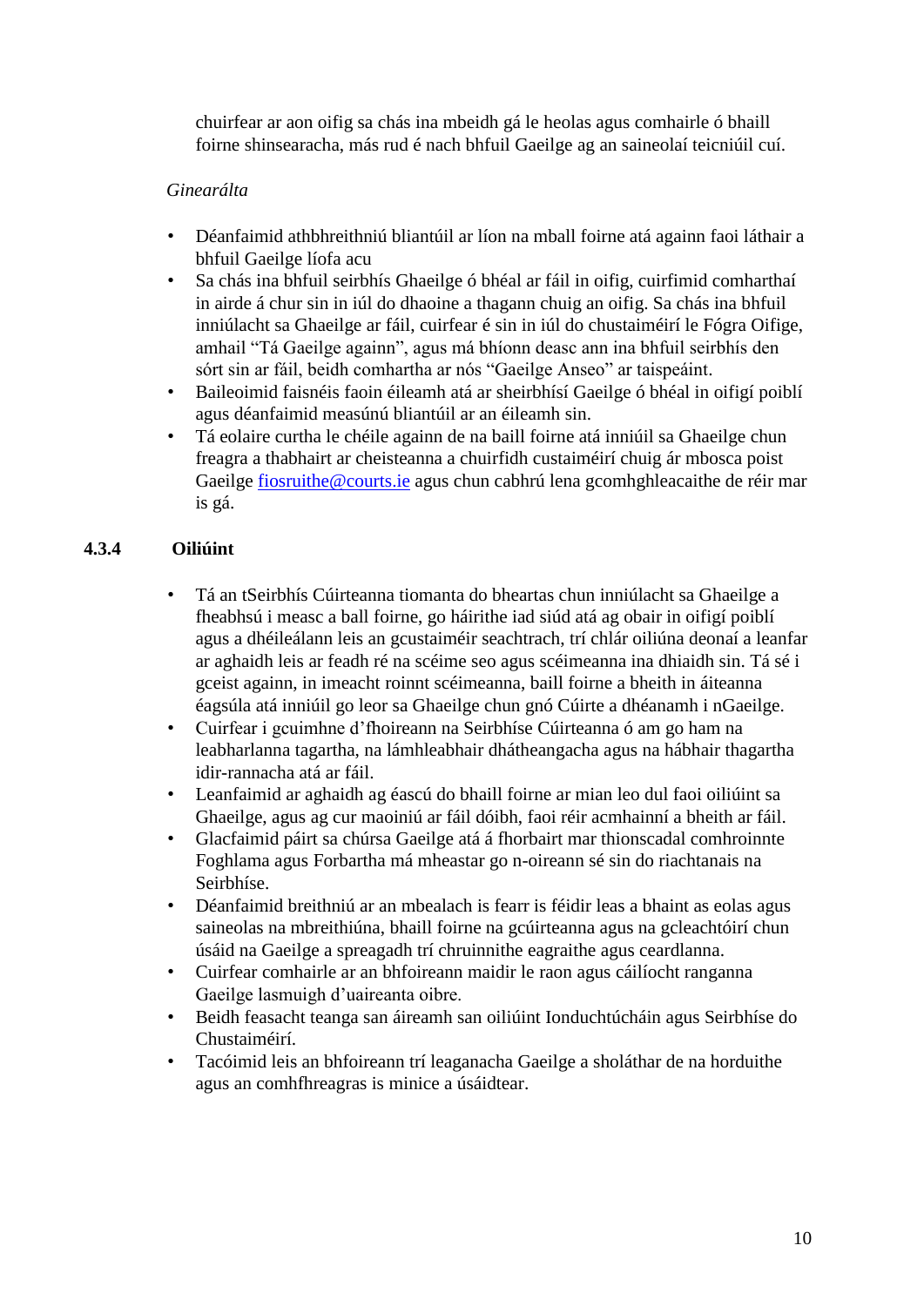chuirfear ar aon oifig sa chás ina mbeidh gá le heolas agus comhairle ó bhaill foirne shinsearacha, más rud é nach bhfuil Gaeilge ag an saineolaí teicniúil cuí.

*Ginearálta*

- Déanfaimid athbhreithniú bliantúil ar líon na mball foirne atá againn faoi láthair a bhfuil Gaeilge líofa acu
- Sa chás ina bhfuil seirbhís Ghaeilge ó bhéal ar fáil in oifig, cuirfimid comharthaí in airde á chur sin in iúl do dhaoine a thagann chuig an oifig. Sa chás ina bhfuil inniúlacht sa Ghaeilge ar fáil, cuirfear é sin in iúl do chustaiméirí le Fógra Oifige, amhail "Tá Gaeilge againn", agus má bhíonn deasc ann ina bhfuil seirbhís den sórt sin ar fáil, beidh comhartha ar nós "Gaeilge Anseo" ar taispeáint.
- Baileoimid faisnéis faoin éileamh atá ar sheirbhísí Gaeilge ó bhéal in oifigí poiblí agus déanfaimid measúnú bliantúil ar an éileamh sin.
- Tá eolaire curtha le chéile againn de na baill foirne atá inniúil sa Ghaeilge chun freagra a thabhairt ar cheisteanna a chuirfidh custaiméirí chuig ár mbosca poist Gaeilge fiosruithe@courts.ie agus chun cabhrú lena gcomhghleacaithe de réir mar is gá.

### 4.3.4 Oiliúint

- Tá an tSeirbhís Cúirteanna tiomanta do bheartas chun inniúlacht sa Ghaeilge a fheabhsú i measc a ball foirne, go háirithe iad siúd atá ag obair in oifigí poiblí agus a dhéileálann leis an gcustaiméir seachtrach, trí chlár oiliúna deonaí a leanfar ar aghaidh leis ar feadh ré na scéime seo agus scéimeanna ina dhiaidh sin. Tá sé i gceist againn, in imeacht roinnt scéimeanna, baill foirne a bheith in áiteanna éagsúla atá inniúil go leor sa Ghaeilge chun gnó Cúirte a dhéanamh i nGaeilge.
- Cuirfear i gcuimhne d'fhoireann na Seirbhíse Cúirteanna ó am go ham na leabharlanna tagartha, na lámhleabhair dhátheangacha agus na hábhair thagartha idir-rannacha atá ar fáil.
- Leanfaimid ar aghaidh ag éascú do bhaill foirne ar mian leo dul faoi oiliúint sa Ghaeilge, agus ag cur maoiniú ar fáil dóibh, faoi réir acmhainní a bheith ar fáil.
- Glacfaimid páirt sa chúrsa Gaeilge atá á fhorbairt mar thionscadal comhroinnte Foghlama agus Forbartha má mheastar go n-oireann sé sin do riachtanais na Seirbhíse.
- Déanfaimid breithniú ar an mbealach is fearr is féidir leas a bhaint as eolas agus saineolas na mbreithiúna, bhaill foirne na gcúirteanna agus na gcleachtóirí chun úsáid na Gaeilge a spreagadh trí chruinnithe eagraithe agus ceardlanna.
- Cuirfear comhairle ar an bhfoireann maidir le raon agus cáilíocht ranganna Gaeilge lasmuigh d'uaireanta oibre.
- Beidh feasacht teanga san áireamh san oiliúint Ionduchtúcháin agus Seirbhíse do Chustaiméirí.
- Tacóimid leis an bhfoireann trí leaganacha Gaeilge a sholáthar de na horduithe agus an comhfhreagras is minice a úsáidtear.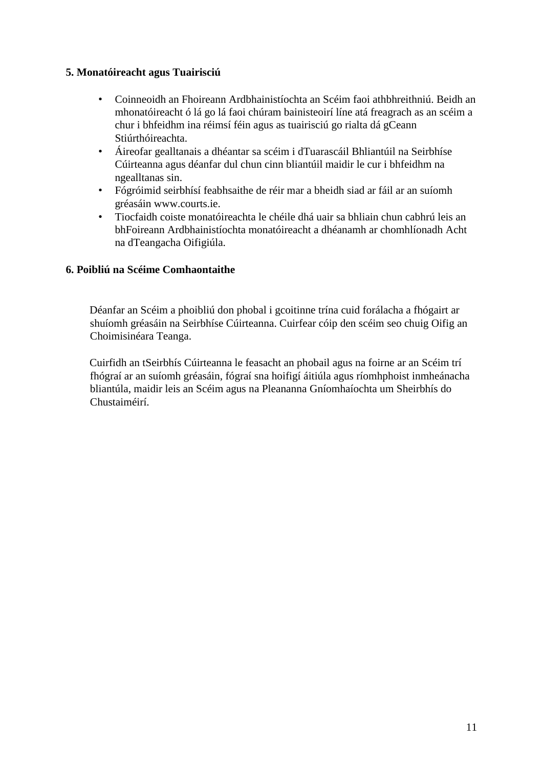## 5. Monatóireacht agus Tuairisciú

- Coinneoidh an Fhoireann Ardbhainistíochta an Scéim faoi athbhreithniú. Beidh an mhonatóireacht ó lá go lá faoi chúram bainisteoirí líne atá freagrach as an scéim a chur i bhfeidhm ina réimsí féin agus as tuairisciú go rialta dá gCeann Stiúrthóireachta.
- Áireofar geallltanais a dhéantar sa scéim i dTuarascáil Bhliantúil na Seirbhíse Cúirteanna agus déanfar dul chun cinn bliantúil maidir le cur i bhfeidhm na ngealltanas sin.
- Fógróimid seirbhísí feabhsaithe de réir mar a bheidh siad ar fáil ar an suíomh gréasáin www.courts.ie.
- Tiocfaidh coiste monatóireachta le chéile dhá uair sa bhliain chun cabhrú leis an bhFoireann Ardbhainistíochta monatóireacht a dhéanamh ar chomhlíonadh Acht na dTeangacha Oifigiúla.

## 6. Poibliú na Scéime Comhaontaithe

Déanfar an Scéim a phoibliú don phobal i gcoitinne trína cuid forálacha a fhógairt ar shuíomh gréasáin na Seirbhíse Cúirteanna. Cuirfear cóip den scéim seo chuig Oifig an Choimisinéara Teanga.

Cuirfidh an tSeirbhís Cúirteanna le feasacht an phobail agus na foirne ar an Scéim trí fhógraí ar an suíomh gréasáin, fógraí sna hoifigí áitiúla agus ríomhphoist inmheánacha bliantúla, maidir leis an Scéim agus na Pleananna Gníomhaíochta um Sheirbhís do Chustaiméirí.